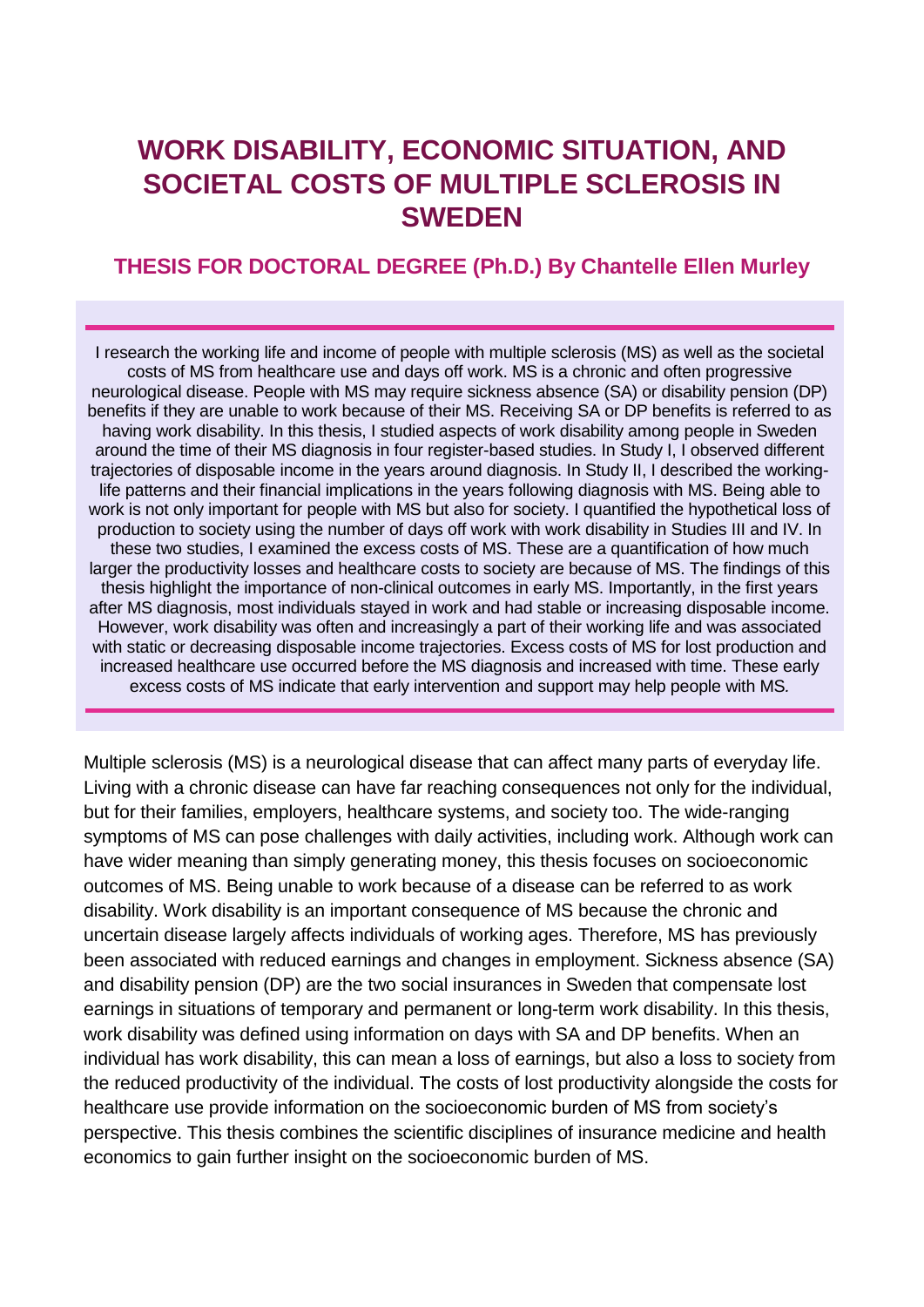# WORK DISABILITY, ECONOMIC SITUATION, AND SOCIETAL COSTS OF MULTIPLE SCLEROSIS IN SWEDEN

## THESIS FOR DOCTORAL DEGREE (Ph.D.) By Chantelle Ellen Murley

I research the working life and income of people with multiple sclerosis (MS) as well as the societal costs of MS from healthcare use and days off work. MS is a chronic and often progressive neurological disease. People with MS may require sickness absence (SA) or disability pension (DP) benefits if they are unable to work because of their MS. Receiving SA or DP benefits is referred to as having work disability. In this thesis, I studied aspects of work disability among people in Sweden around the time of their MS diagnosis in four register-based studies. In Study I, I observed different trajectories of disposable income in the years around diagnosis. In Study II, I described the working-life patterns and their financial implications in the years following diagnosis with MS. Being able to work is not only important for people with MS but also for society. I quantified the hypothetical loss of production to society using the number of days off work with work disability in Studies III and IV. In these two studies, I examined the excess costs of MS. These are a quantification of how much larger the productivity losses and healthcare costs to society are because of MS. The findings of this thesis highlight the importance of non-clinical outcomes in early MS. Importantly, in the first years after MS diagnosis, most individuals stayed in work and had stable or increasing disposable income. However, work disability was often and increasingly a part of their working life and was associated with static or decreasing disposable income trajectories. Excess costs of MS for lost production and increased healthcare use occurred before the MS diagnosis and increased with time. These early excess costs of MS indicate that early intervention and support may help people with MS.

Multiple sclerosis (MS) is a neurological disease that can affect many parts of everyday life. Living with a chronic disease can have far reaching consequences not only for the individual, but for their families, employers, healthcare systems, and society too. The wide-ranging symptoms of MS can pose challenges with daily activities, including work. Although work can have wider meaning than simply generating money, this thesis focuses on socioeconomic outcomes of MS. Being unable to work because of a disease can be referred to as work disability. Work disability is an important consequence of MS because the chronic and uncertain disease largely affects individuals of working ages. Therefore, MS has previously been associated with reduced earnings and changes in employment. Sickness absence (SA) and disability pension (DP) are the two social insurances in Sweden that compensate lost earnings in situations of temporary and permanent or long-term work disability. In this thesis, work disability was defined using information on days with SA and DP benefits. When an individual has work disability, this can mean a loss of earnings, but also a loss to society from the reduced productivity of the individual. The costs of lost productivity alongside the costs for healthcare use provide information on the socioeconomic burden of MS from society's perspective. This thesis combines the scientific disciplines of insurance medicine and health economics to gain further insight on the socioeconomic burden of MS.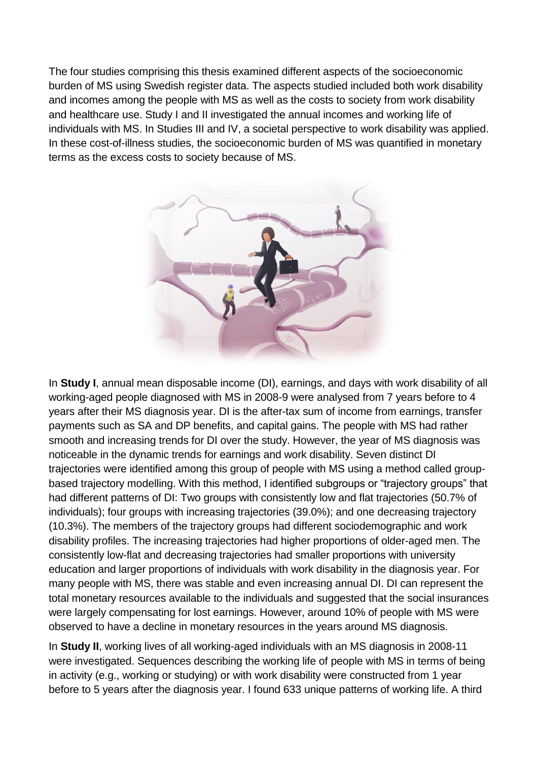The four studies comprising this thesis examined different aspects of the socioeconomic burden of MS using Swedish register data. The aspects studied included both work disability and incomes among the people with MS as well as the costs to society from work disability and healthcare use. Study I and II investigated the annual incomes and working life of individuals with MS. In Studies III and IV, a societal perspective to work disability was applied. In these cost-of-illness studies, the socioeconomic burden of MS was quantified in monetary terms as the excess costs to society because of MS.

In **Study I**, annual mean disposable income (DI), earnings, and days with work disability of all working-aged people diagnosed with MS in 2008-9 were analysed from 7 years before to 4 years after their MS diagnosis year. DI is the after-tax sum of income from earnings, transfer payments such as SA and DP benefits, and capital gains. The people with MS had rather smooth and increasing trends for DI over the study. However, the year of MS diagnosis was noticeable in the dynamic trends for earnings and work disability. Seven distinct DI trajectories were identified among this group of people with MS using a method called group-based trajectory modelling. With this method, I identified subgroups or "trajectory groups" that had different patterns of DI: Two groups with consistently low and flat trajectories (50.7% of individuals); four groups with increasing trajectories (39.0%); and one decreasing trajectory (10.3%). The members of the trajectory groups had different sociodemographic and work disability profiles. The increasing trajectories had higher proportions of older-aged men. The consistently low-flat and decreasing trajectories had smaller proportions with university education and larger proportions of individuals with work disability in the diagnosis year. For many people with MS, there was stable and even increasing annual DI. DI can represent the total monetary resources available to the individuals and suggested that the social insurances were largely compensating for lost earnings. However, around 10% of people with MS were observed to have a decline in monetary resources in the years around MS diagnosis.

In **Study II**, working lives of all working-aged individuals with an MS diagnosis in 2008-11 were investigated. Sequences describing the working life of people with MS in terms of being in activity (e.g., working or studying) or with work disability were constructed from 1 year before to 5 years after the diagnosis year. I found 633 unique patterns of working life. A third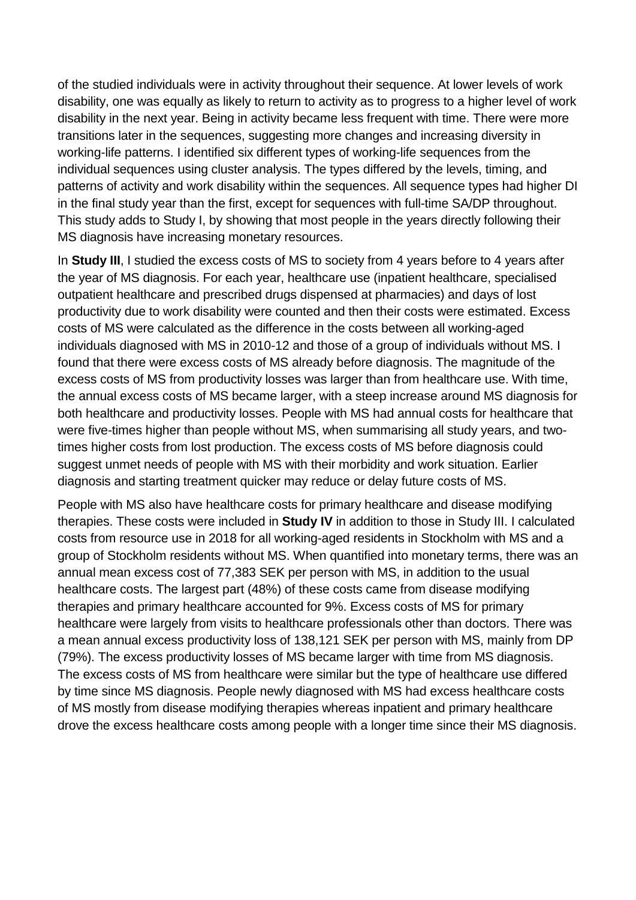of the studied individuals were in activity throughout their sequence. At lower levels of work disability, one was equally as likely to return to activity as to progress to a higher level of work disability in the next year. Being in activity became less frequent with time. There were more transitions later in the sequences, suggesting more changes and increasing diversity in working-life patterns. I identified six different types of working-life sequences from the individual sequences using cluster analysis. The types differed by the levels, timing, and patterns of activity and work disability within the sequences. All sequence types had higher DI in the final study year than the first, except for sequences with full-time SA/DP throughout. This study adds to Study I, by showing that most people in the years directly following their MS diagnosis have increasing monetary resources.

In **Study III**, I studied the excess costs of MS to society from 4 years before to 4 years after the year of MS diagnosis. For each year, healthcare use (inpatient healthcare, specialised outpatient healthcare and prescribed drugs dispensed at pharmacies) and days of lost productivity due to work disability were counted and then their costs were estimated. Excess costs of MS were calculated as the difference in the costs between all working-aged individuals diagnosed with MS in 2010-12 and those of a group of individuals without MS. I found that there were excess costs of MS already before diagnosis. The magnitude of the excess costs of MS from productivity losses was larger than from healthcare use. With time, the annual excess costs of MS became larger, with a steep increase around MS diagnosis for both healthcare and productivity losses. People with MS had annual costs for healthcare that were five-times higher than people without MS, when summarising all study years, and two-times higher costs from lost production. The excess costs of MS before diagnosis could suggest unmet needs of people with MS with their morbidity and work situation. Earlier diagnosis and starting treatment quicker may reduce or delay future costs of MS.

People with MS also have healthcare costs for primary healthcare and disease modifying therapies. These costs were included in **Study IV** in addition to those in Study III. I calculated costs from resource use in 2018 for all working-aged residents in Stockholm with MS and a group of Stockholm residents without MS. When quantified into monetary terms, there was an annual mean excess cost of 77,383 SEK per person with MS, in addition to the usual healthcare costs. The largest part (48%) of these costs came from disease modifying therapies and primary healthcare accounted for 9%. Excess costs of MS for primary healthcare were largely from visits to healthcare professionals other than doctors. There was a mean annual excess productivity loss of 138,121 SEK per person with MS, mainly from DP (79%). The excess productivity losses of MS became larger with time from MS diagnosis. The excess costs of MS from healthcare were similar but the type of healthcare use differed by time since MS diagnosis. People newly diagnosed with MS had excess healthcare costs of MS mostly from disease modifying therapies whereas inpatient and primary healthcare drove the excess healthcare costs among people with a longer time since their MS diagnosis.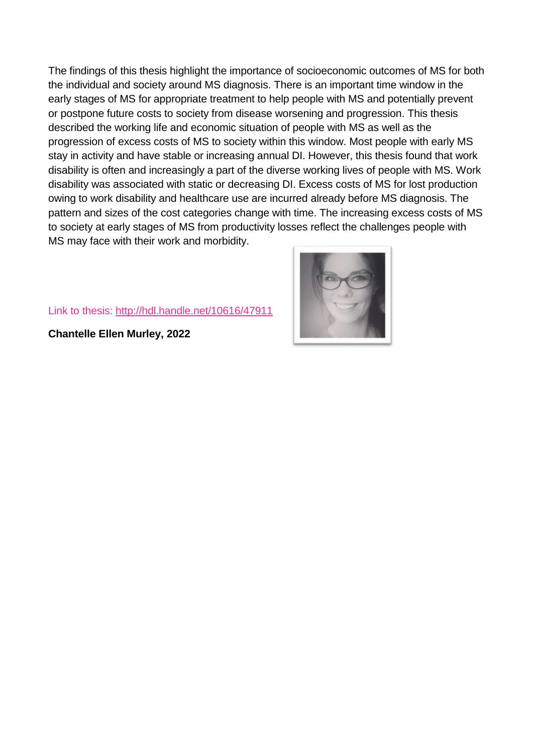The findings of this thesis highlight the importance of socioeconomic outcomes of MS for both the individual and society around MS diagnosis. There is an important time window in the early stages of MS for appropriate treatment to help people with MS and potentially prevent or postpone future costs to society from disease worsening and progression. This thesis described the working life and economic situation of people with MS as well as the progression of excess costs of MS to society within this window. Most people with early MS stay in activity and have stable or increasing annual DI. However, this thesis found that work disability is often and increasingly a part of the diverse working lives of people with MS. Work disability was associated with static or decreasing DI. Excess costs of MS for lost production owing to work disability and healthcare use are incurred already before MS diagnosis. The pattern and sizes of the cost categories change with time. The increasing excess costs of MS to society at early stages of MS from productivity losses reflect the challenges people with MS may face with their work and morbidity.

Link to thesis: [http://hdl.handle.net/10616/47911](http://hdl.handle.net/10616/47911)

**Chantelle Ellen Murley, 2022**